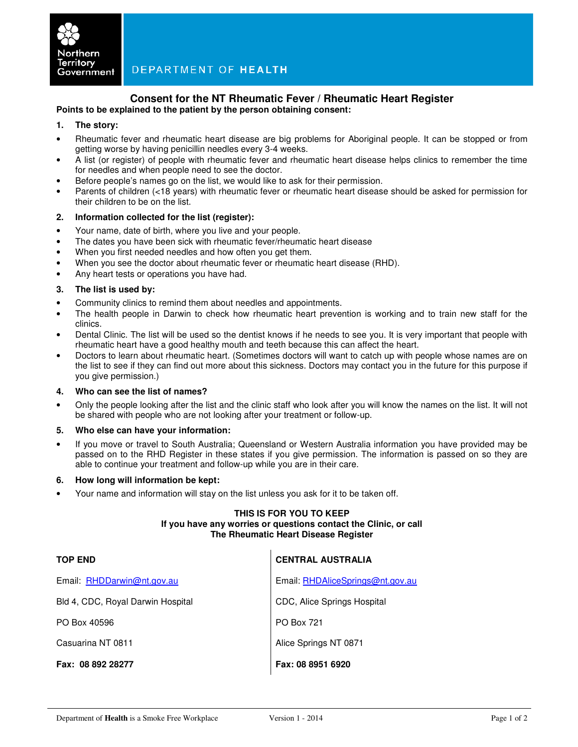Northern Territory Government

DEPARTMENT OF **HEALTH**

# Consent for the NT Rheumatic Fever / Rheumatic Heart Register

**Points to be explained to the patient by the person obtaining consent:**

**1. The story:**

- Rheumatic fever and rheumatic heart disease are big problems for Aboriginal people. It can be stopped or from getting worse by having penicillin needles every 3-4 weeks.
- A list (or register) of people with rheumatic fever and rheumatic heart disease helps clinics to remember the time for needles and when people need to see the doctor.
- Before people's names go on the list, we would like to ask for their permission.
- Parents of children (<18 years) with rheumatic fever or rheumatic heart disease should be asked for permission for their children to be on the list.

**2. Information collected for the list (register):**

- Your name, date of birth, where you live and your people.
- The dates you have been sick with rheumatic fever/rheumatic heart disease
- When you first needed needles and how often you get them.
- When you see the doctor about rheumatic fever or rheumatic heart disease (RHD).
- Any heart tests or operations you have had.

**3. The list is used by:**

- Community clinics to remind them about needles and appointments.
- The health people in Darwin to check how rheumatic heart prevention is working and to train new staff for the clinics.
- Dental Clinic. The list will be used so the dentist knows if he needs to see you. It is very important that people with rheumatic heart have a good healthy mouth and teeth because this can affect the heart.
- Doctors to learn about rheumatic heart. (Sometimes doctors will want to catch up with people whose names are on the list to see if they can find out more about this sickness. Doctors may contact you in the future for this purpose if you give permission.)

**4. Who can see the list of names?**

- Only the people looking after the list and the clinic staff who look after you will know the names on the list. It will not be shared with people who are not looking after your treatment or follow-up.

**5. Who else can have your information:**

- If you move or travel to South Australia; Queensland or Western Australia information you have provided may be passed on to the RHD Register in these states if you give permission. The information is passed on so they are able to continue your treatment and follow-up while you are in their care.

**6. How long will information be kept:**

- Your name and information will stay on the list unless you ask for it to be taken off.

**THIS IS FOR YOU TO KEEP**
**If you have any worries or questions contact the Clinic, or call**
**The Rheumatic Heart Disease Register**

| **TOP END** | **CENTRAL AUSTRALIA** |
|---|---|
| Email: RHDDarwin@nt.gov.au | Email: RHDAliceSprings@nt.gov.au |
| Bld 4, CDC, Royal Darwin Hospital | CDC, Alice Springs Hospital |
| PO Box 40596 | PO Box 721 |
| Casuarina NT 0811 | Alice Springs NT 0871 |
| **Fax: 08 892 28277** | **Fax: 08 8951 6920** |

Department of **Health** is a Smoke Free Workplace    Version 1 - 2014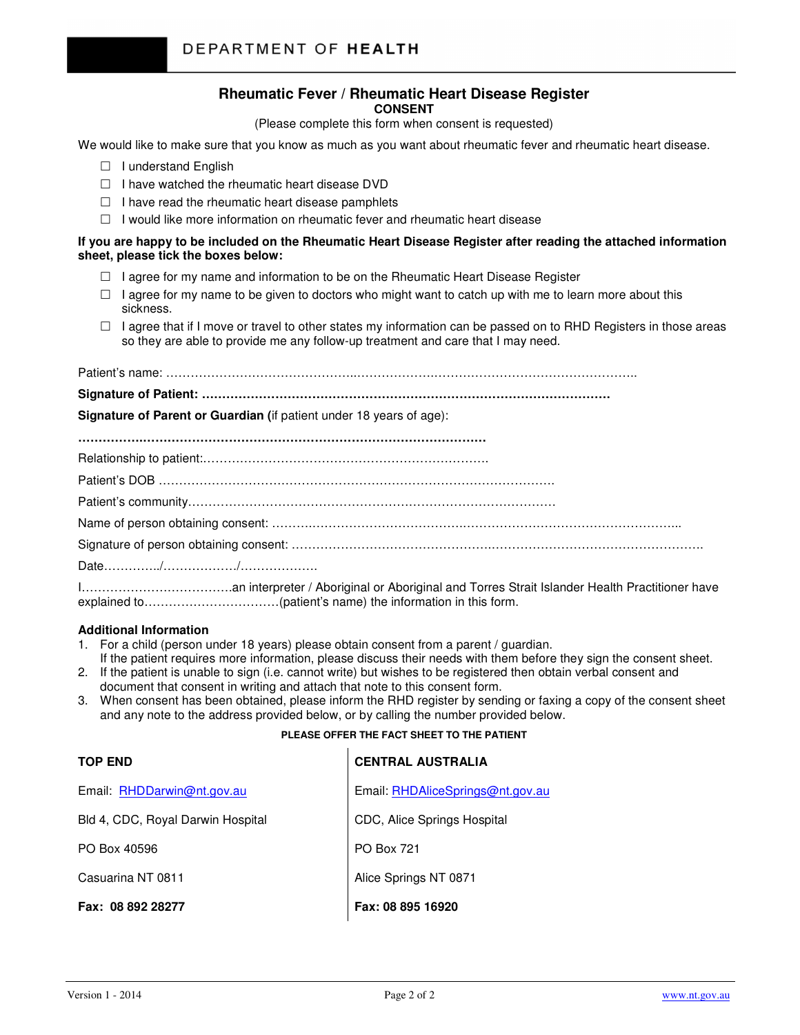DEPARTMENT OF **HEALTH**

# Rheumatic Fever / Rheumatic Heart Disease Register

**CONSENT**

(Please complete this form when consent is requested)

We would like to make sure that you know as much as you want about rheumatic fever and rheumatic heart disease.

- ☐ I understand English
- ☐ I have watched the rheumatic heart disease DVD
- ☐ I have read the rheumatic heart disease pamphlets
- ☐ I would like more information on rheumatic fever and rheumatic heart disease

**If you are happy to be included on the Rheumatic Heart Disease Register after reading the attached information sheet, please tick the boxes below:**

- ☐ I agree for my name and information to be on the Rheumatic Heart Disease Register
- ☐ I agree for my name to be given to doctors who might want to catch up with me to learn more about this sickness.
- ☐ I agree that if I move or travel to other states my information can be passed on to RHD Registers in those areas so they are able to provide me any follow-up treatment and care that I may need.

Patient's name: ……………………………………………………………………………………………………..

**Signature of Patient: ………………………………………………………………………………………**

**Signature of Parent or Guardian (**if patient under 18 years of age):

**………………………………………………………………………………………**

Relationship to patient:…………………………………………………………….

Patient's DOB ……………………………………………………………………………………

Patient's community…………………………………………………………………………………

Name of person obtaining consent: ……………………………………………………………………………………..

Signature of person obtaining consent: ……………………………………………………………………………………….

Date…………./………………/………………

I……………………………….an interpreter / Aboriginal or Aboriginal and Torres Strait Islander Health Practitioner have explained to……………………………(patient's name) the information in this form.

**Additional Information**

1. For a child (person under 18 years) please obtain consent from a parent / guardian. If the patient requires more information, please discuss their needs with them before they sign the consent sheet.
2. If the patient is unable to sign (i.e. cannot write) but wishes to be registered then obtain verbal consent and document that consent in writing and attach that note to this consent form.
3. When consent has been obtained, please inform the RHD register by sending or faxing a copy of the consent sheet and any note to the address provided below, or by calling the number provided below.

**PLEASE OFFER THE FACT SHEET TO THE PATIENT**

| **TOP END** | **CENTRAL AUSTRALIA** |
| --- | --- |
| Email: RHDDarwin@nt.gov.au | Email: RHDAliceSprings@nt.gov.au |
| Bld 4, CDC, Royal Darwin Hospital | CDC, Alice Springs Hospital |
| PO Box 40596 | PO Box 721 |
| Casuarina NT 0811 | Alice Springs NT 0871 |
| **Fax: 08 892 28277** | **Fax: 08 895 16920** |

Version 1 - 2014

www.nt.gov.au